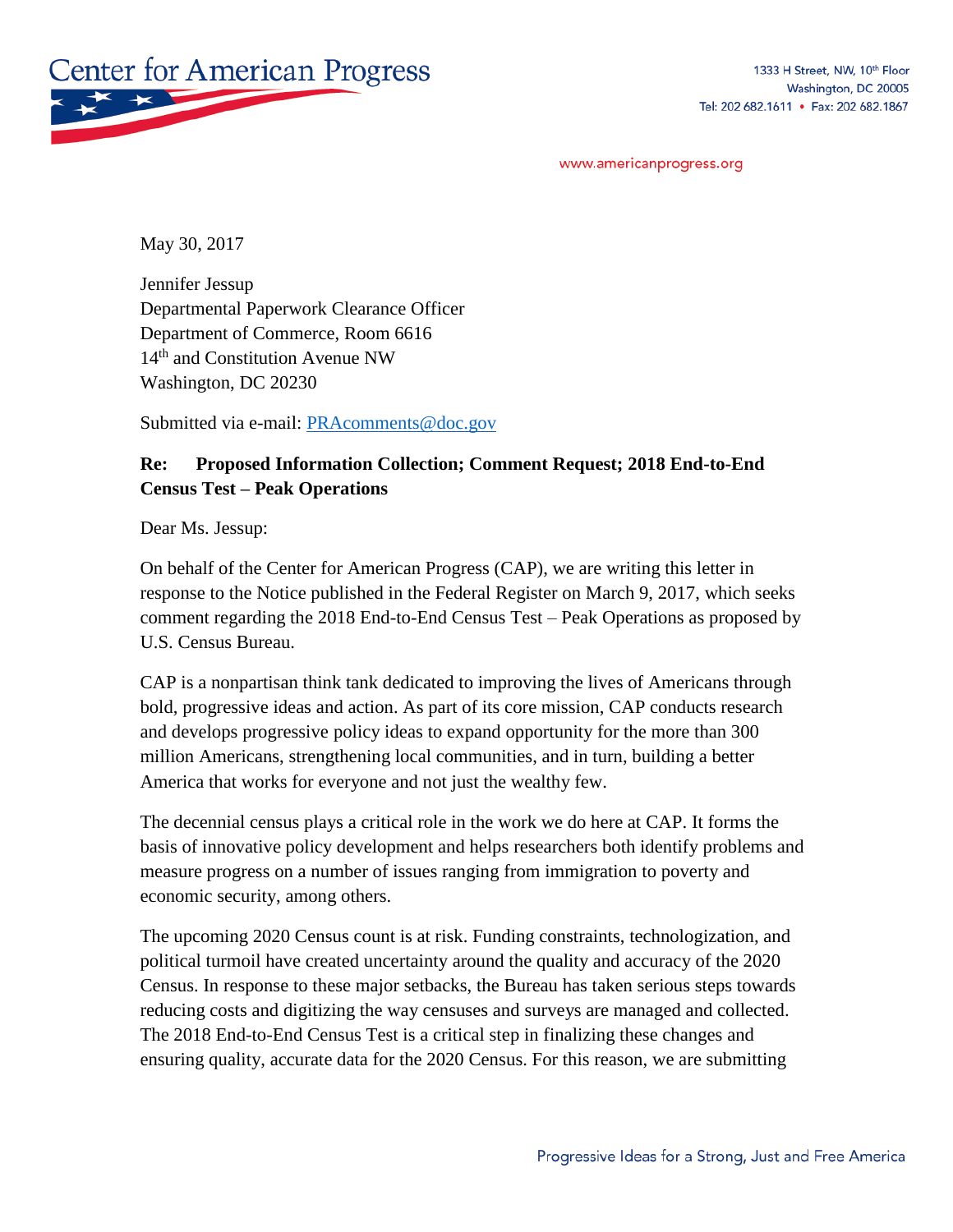Center for American Progress

1333 H Street, NW, 10th Floor
Washington, DC 20005
Tel: 202 682.1611 • Fax: 202 682.1867

www.americanprogress.org

May 30, 2017

Jennifer Jessup
Departmental Paperwork Clearance Officer
Department of Commerce, Room 6616
14th and Constitution Avenue NW
Washington, DC 20230

Submitted via e-mail: PRAcomments@doc.gov

**Re: Proposed Information Collection; Comment Request; 2018 End-to-End Census Test – Peak Operations**

Dear Ms. Jessup:

On behalf of the Center for American Progress (CAP), we are writing this letter in response to the Notice published in the Federal Register on March 9, 2017, which seeks comment regarding the 2018 End-to-End Census Test – Peak Operations as proposed by U.S. Census Bureau.

CAP is a nonpartisan think tank dedicated to improving the lives of Americans through bold, progressive ideas and action. As part of its core mission, CAP conducts research and develops progressive policy ideas to expand opportunity for the more than 300 million Americans, strengthening local communities, and in turn, building a better America that works for everyone and not just the wealthy few.

The decennial census plays a critical role in the work we do here at CAP. It forms the basis of innovative policy development and helps researchers both identify problems and measure progress on a number of issues ranging from immigration to poverty and economic security, among others.

The upcoming 2020 Census count is at risk. Funding constraints, technologization, and political turmoil have created uncertainty around the quality and accuracy of the 2020 Census. In response to these major setbacks, the Bureau has taken serious steps towards reducing costs and digitizing the way censuses and surveys are managed and collected. The 2018 End-to-End Census Test is a critical step in finalizing these changes and ensuring quality, accurate data for the 2020 Census. For this reason, we are submitting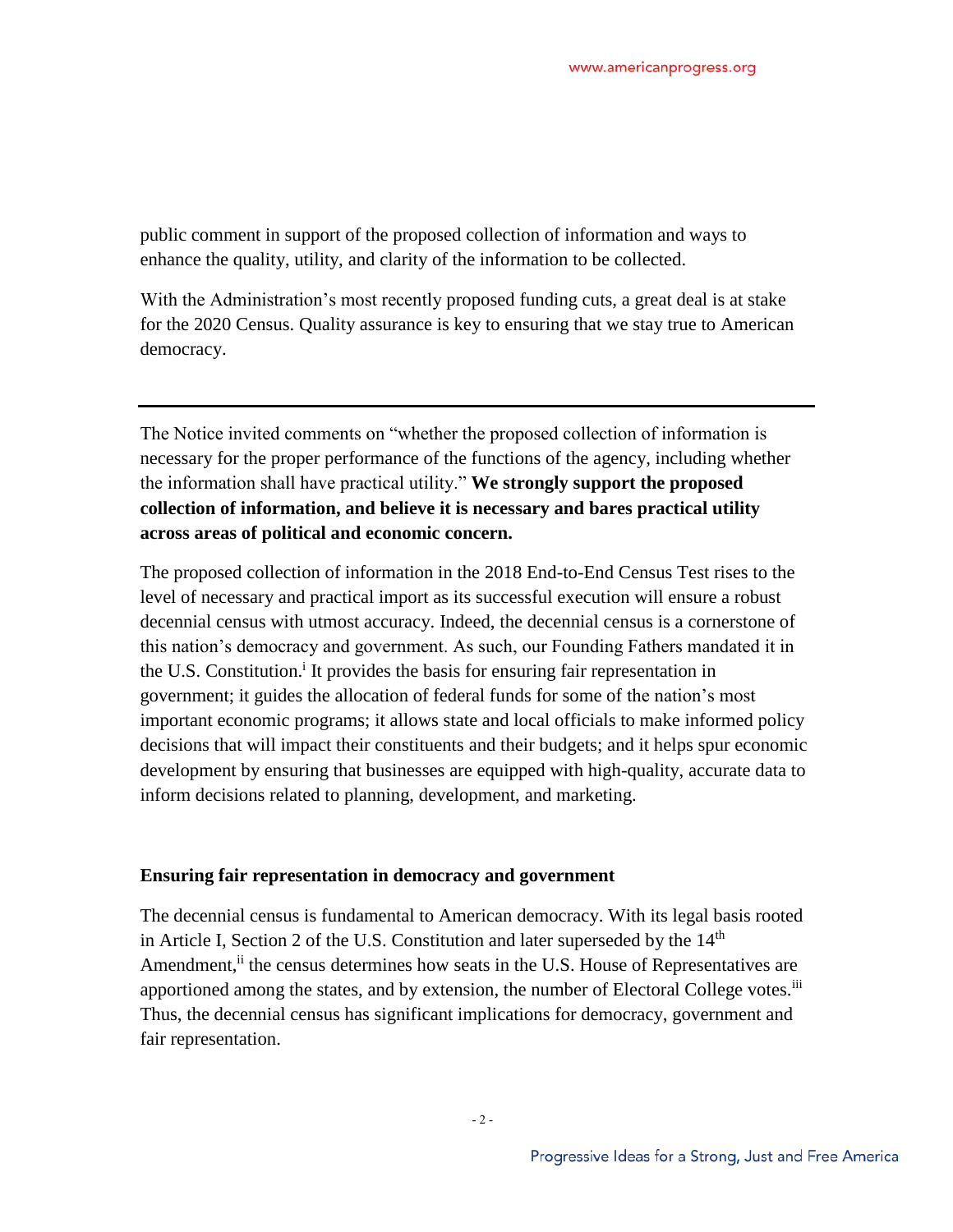public comment in support of the proposed collection of information and ways to enhance the quality, utility, and clarity of the information to be collected.

With the Administration's most recently proposed funding cuts, a great deal is at stake for the 2020 Census. Quality assurance is key to ensuring that we stay true to American democracy.

---

The Notice invited comments on "whether the proposed collection of information is necessary for the proper performance of the functions of the agency, including whether the information shall have practical utility." **We strongly support the proposed collection of information, and believe it is necessary and bares practical utility across areas of political and economic concern.**

The proposed collection of information in the 2018 End-to-End Census Test rises to the level of necessary and practical import as its successful execution will ensure a robust decennial census with utmost accuracy. Indeed, the decennial census is a cornerstone of this nation's democracy and government. As such, our Founding Fathers mandated it in the U.S. Constitution.[i] It provides the basis for ensuring fair representation in government; it guides the allocation of federal funds for some of the nation's most important economic programs; it allows state and local officials to make informed policy decisions that will impact their constituents and their budgets; and it helps spur economic development by ensuring that businesses are equipped with high-quality, accurate data to inform decisions related to planning, development, and marketing.

### Ensuring fair representation in democracy and government

The decennial census is fundamental to American democracy. With its legal basis rooted in Article I, Section 2 of the U.S. Constitution and later superseded by the 14th Amendment,[ii] the census determines how seats in the U.S. House of Representatives are apportioned among the states, and by extension, the number of Electoral College votes.[iii] Thus, the decennial census has significant implications for democracy, government and fair representation.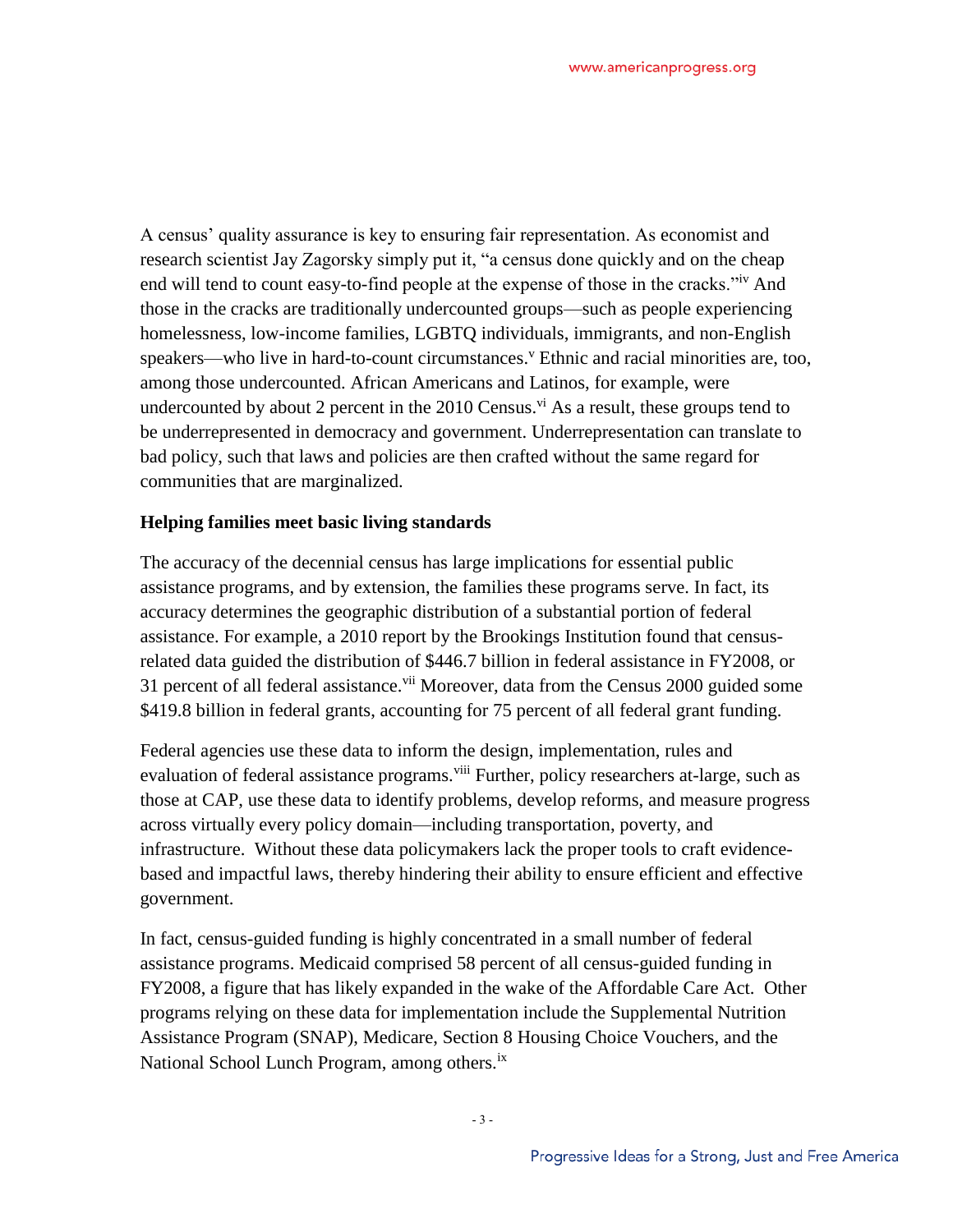A census' quality assurance is key to ensuring fair representation. As economist and research scientist Jay Zagorsky simply put it, "a census done quickly and on the cheap end will tend to count easy-to-find people at the expense of those in the cracks."[iv] And those in the cracks are traditionally undercounted groups—such as people experiencing homelessness, low-income families, LGBTQ individuals, immigrants, and non-English speakers—who live in hard-to-count circumstances.[v] Ethnic and racial minorities are, too, among those undercounted. African Americans and Latinos, for example, were undercounted by about 2 percent in the 2010 Census.[vi] As a result, these groups tend to be underrepresented in democracy and government. Underrepresentation can translate to bad policy, such that laws and policies are then crafted without the same regard for communities that are marginalized.

**Helping families meet basic living standards**

The accuracy of the decennial census has large implications for essential public assistance programs, and by extension, the families these programs serve. In fact, its accuracy determines the geographic distribution of a substantial portion of federal assistance. For example, a 2010 report by the Brookings Institution found that census-related data guided the distribution of $446.7 billion in federal assistance in FY2008, or 31 percent of all federal assistance.[vii] Moreover, data from the Census 2000 guided some $419.8 billion in federal grants, accounting for 75 percent of all federal grant funding.

Federal agencies use these data to inform the design, implementation, rules and evaluation of federal assistance programs.[viii] Further, policy researchers at-large, such as those at CAP, use these data to identify problems, develop reforms, and measure progress across virtually every policy domain—including transportation, poverty, and infrastructure. Without these data policymakers lack the proper tools to craft evidence-based and impactful laws, thereby hindering their ability to ensure efficient and effective government.

In fact, census-guided funding is highly concentrated in a small number of federal assistance programs. Medicaid comprised 58 percent of all census-guided funding in FY2008, a figure that has likely expanded in the wake of the Affordable Care Act. Other programs relying on these data for implementation include the Supplemental Nutrition Assistance Program (SNAP), Medicare, Section 8 Housing Choice Vouchers, and the National School Lunch Program, among others.[ix]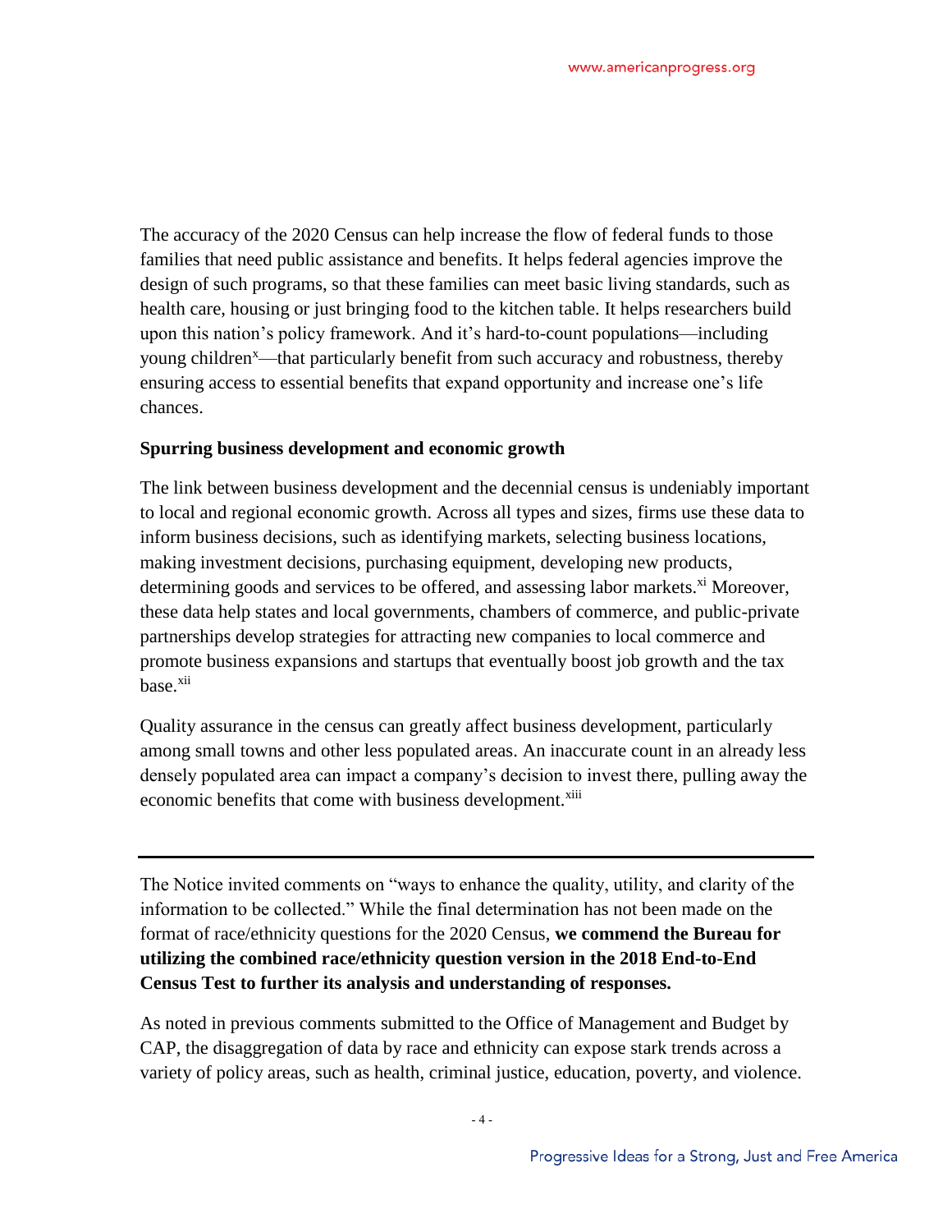The accuracy of the 2020 Census can help increase the flow of federal funds to those families that need public assistance and benefits. It helps federal agencies improve the design of such programs, so that these families can meet basic living standards, such as health care, housing or just bringing food to the kitchen table. It helps researchers build upon this nation's policy framework. And it's hard-to-count populations—including young children[x]—that particularly benefit from such accuracy and robustness, thereby ensuring access to essential benefits that expand opportunity and increase one's life chances.

**Spurring business development and economic growth**

The link between business development and the decennial census is undeniably important to local and regional economic growth. Across all types and sizes, firms use these data to inform business decisions, such as identifying markets, selecting business locations, making investment decisions, purchasing equipment, developing new products, determining goods and services to be offered, and assessing labor markets.[xi] Moreover, these data help states and local governments, chambers of commerce, and public-private partnerships develop strategies for attracting new companies to local commerce and promote business expansions and startups that eventually boost job growth and the tax base.[xii]

Quality assurance in the census can greatly affect business development, particularly among small towns and other less populated areas. An inaccurate count in an already less densely populated area can impact a company's decision to invest there, pulling away the economic benefits that come with business development.[xiii]

---

The Notice invited comments on "ways to enhance the quality, utility, and clarity of the information to be collected." While the final determination has not been made on the format of race/ethnicity questions for the 2020 Census, **we commend the Bureau for utilizing the combined race/ethnicity question version in the 2018 End-to-End Census Test to further its analysis and understanding of responses.**

As noted in previous comments submitted to the Office of Management and Budget by CAP, the disaggregation of data by race and ethnicity can expose stark trends across a variety of policy areas, such as health, criminal justice, education, poverty, and violence.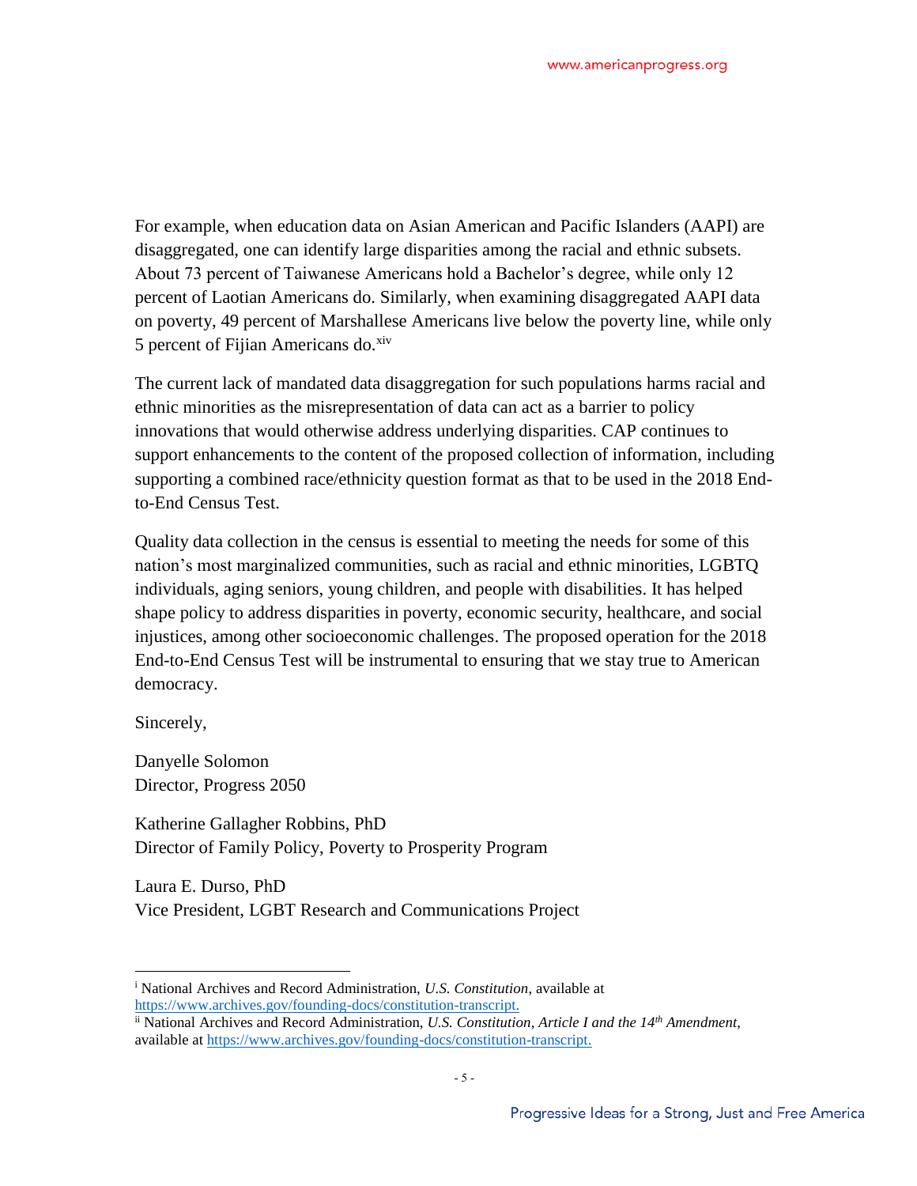For example, when education data on Asian American and Pacific Islanders (AAPI) are disaggregated, one can identify large disparities among the racial and ethnic subsets. About 73 percent of Taiwanese Americans hold a Bachelor's degree, while only 12 percent of Laotian Americans do. Similarly, when examining disaggregated AAPI data on poverty, 49 percent of Marshallese Americans live below the poverty line, while only 5 percent of Fijian Americans do.[xiv]

The current lack of mandated data disaggregation for such populations harms racial and ethnic minorities as the misrepresentation of data can act as a barrier to policy innovations that would otherwise address underlying disparities. CAP continues to support enhancements to the content of the proposed collection of information, including supporting a combined race/ethnicity question format as that to be used in the 2018 End-to-End Census Test.

Quality data collection in the census is essential to meeting the needs for some of this nation's most marginalized communities, such as racial and ethnic minorities, LGBTQ individuals, aging seniors, young children, and people with disabilities. It has helped shape policy to address disparities in poverty, economic security, healthcare, and social injustices, among other socioeconomic challenges. The proposed operation for the 2018 End-to-End Census Test will be instrumental to ensuring that we stay true to American democracy.

Sincerely,

Danyelle Solomon
Director, Progress 2050

Katherine Gallagher Robbins, PhD
Director of Family Policy, Poverty to Prosperity Program

Laura E. Durso, PhD
Vice President, LGBT Research and Communications Project

---

[i] National Archives and Record Administration, *U.S. Constitution*, available at https://www.archives.gov/founding-docs/constitution-transcript.

[ii] National Archives and Record Administration, *U.S. Constitution, Article I and the 14th Amendment*, available at https://www.archives.gov/founding-docs/constitution-transcript.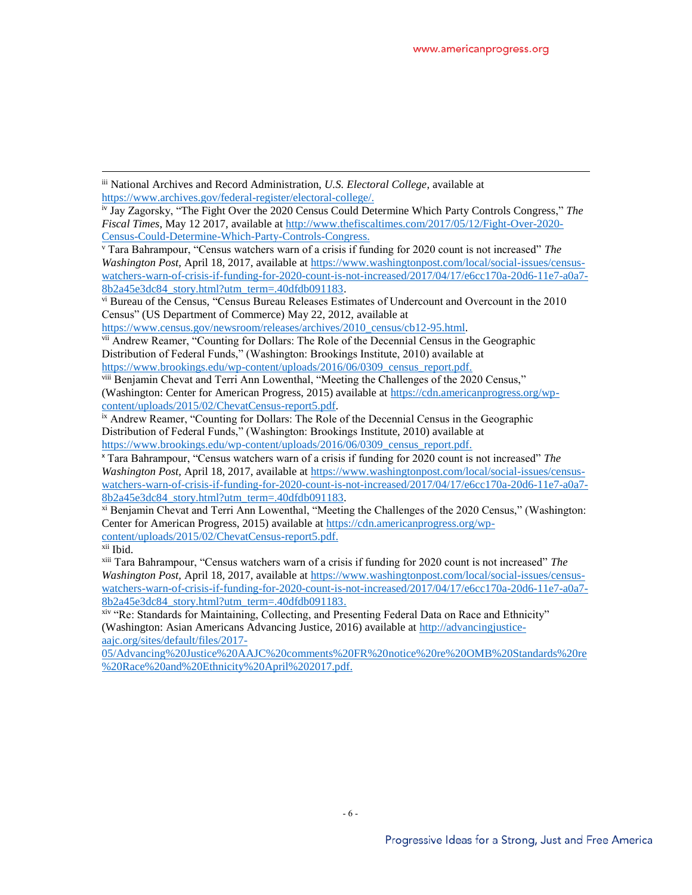[iii] National Archives and Record Administration, *U.S. Electoral College*, available at https://www.archives.gov/federal-register/electoral-college/.

[iv] Jay Zagorsky, "The Fight Over the 2020 Census Could Determine Which Party Controls Congress," *The Fiscal Times*, May 12 2017, available at http://www.thefiscaltimes.com/2017/05/12/Fight-Over-2020-Census-Could-Determine-Which-Party-Controls-Congress.

[v] Tara Bahrampour, "Census watchers warn of a crisis if funding for 2020 count is not increased" *The Washington Post,* April 18, 2017, available at https://www.washingtonpost.com/local/social-issues/census-watchers-warn-of-crisis-if-funding-for-2020-count-is-not-increased/2017/04/17/e6cc170a-20d6-11e7-a0a7-8b2a45e3dc84_story.html?utm_term=.40dfdb091183.

[vi] Bureau of the Census, "Census Bureau Releases Estimates of Undercount and Overcount in the 2010 Census" (US Department of Commerce) May 22, 2012, available at https://www.census.gov/newsroom/releases/archives/2010_census/cb12-95.html.

[vii] Andrew Reamer, "Counting for Dollars: The Role of the Decennial Census in the Geographic Distribution of Federal Funds," (Washington: Brookings Institute, 2010) available at https://www.brookings.edu/wp-content/uploads/2016/06/0309_census_report.pdf.

[viii] Benjamin Chevat and Terri Ann Lowenthal, "Meeting the Challenges of the 2020 Census," (Washington: Center for American Progress, 2015) available at https://cdn.americanprogress.org/wp-content/uploads/2015/02/ChevatCensus-report5.pdf.

[ix] Andrew Reamer, "Counting for Dollars: The Role of the Decennial Census in the Geographic Distribution of Federal Funds," (Washington: Brookings Institute, 2010) available at https://www.brookings.edu/wp-content/uploads/2016/06/0309_census_report.pdf.

[x] Tara Bahrampour, "Census watchers warn of a crisis if funding for 2020 count is not increased" *The Washington Post,* April 18, 2017, available at https://www.washingtonpost.com/local/social-issues/census-watchers-warn-of-crisis-if-funding-for-2020-count-is-not-increased/2017/04/17/e6cc170a-20d6-11e7-a0a7-8b2a45e3dc84_story.html?utm_term=.40dfdb091183.

[xi] Benjamin Chevat and Terri Ann Lowenthal, "Meeting the Challenges of the 2020 Census," (Washington: Center for American Progress, 2015) available at https://cdn.americanprogress.org/wp-content/uploads/2015/02/ChevatCensus-report5.pdf.

[xii] Ibid.

[xiii] Tara Bahrampour, "Census watchers warn of a crisis if funding for 2020 count is not increased" *The Washington Post,* April 18, 2017, available at https://www.washingtonpost.com/local/social-issues/census-watchers-warn-of-crisis-if-funding-for-2020-count-is-not-increased/2017/04/17/e6cc170a-20d6-11e7-a0a7-8b2a45e3dc84_story.html?utm_term=.40dfdb091183.

[xiv] "Re: Standards for Maintaining, Collecting, and Presenting Federal Data on Race and Ethnicity" (Washington: Asian Americans Advancing Justice, 2016) available at http://advancingjustice-aajc.org/sites/default/files/2017-05/Advancing%20Justice%20AAJC%20comments%20FR%20notice%20re%20OMB%20Standards%20re%20Race%20and%20Ethnicity%20April%202017.pdf.